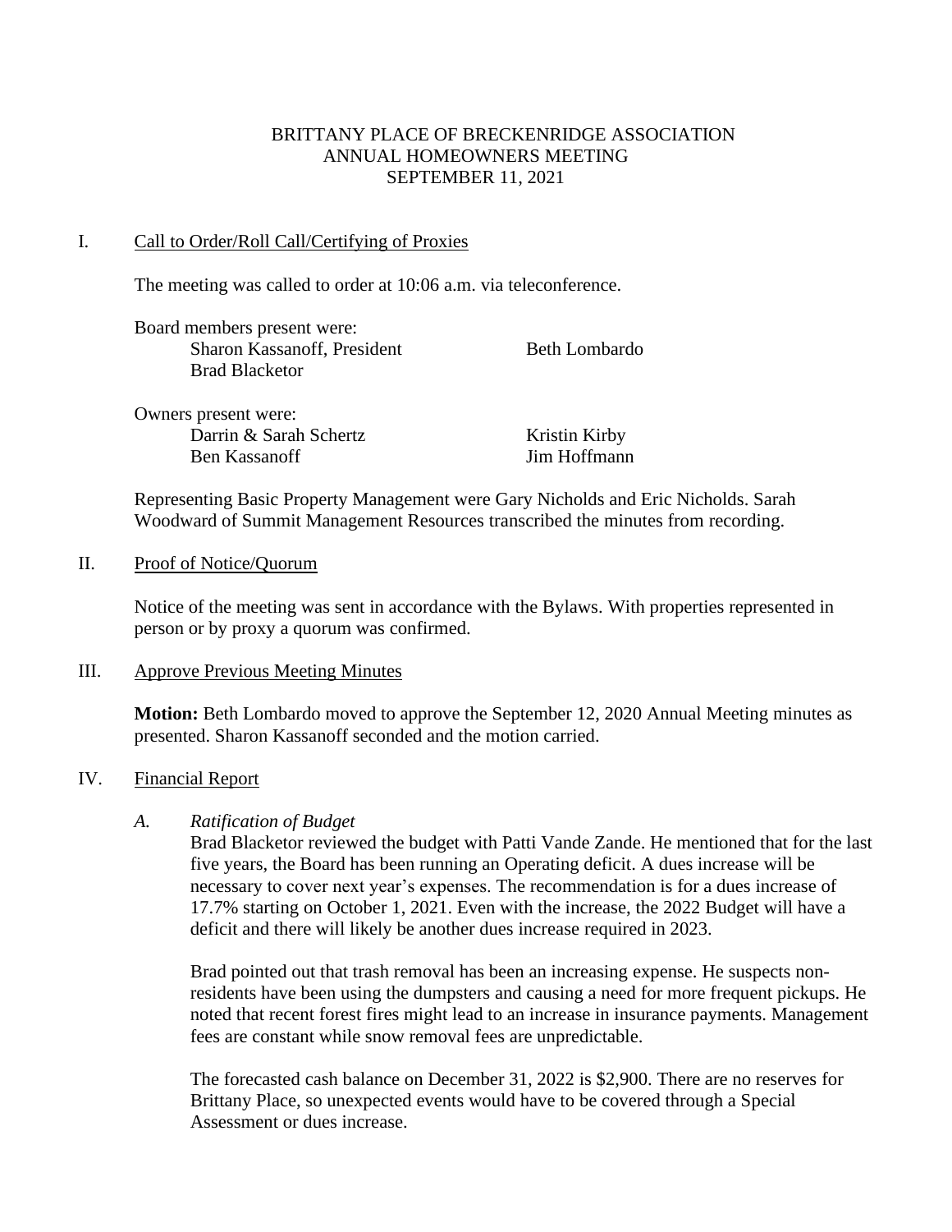# BRITTANY PLACE OF BRECKENRIDGE ASSOCIATION
## ANNUAL HOMEOWNERS MEETING
## SEPTEMBER 11, 2021

## I. Call to Order/Roll Call/Certifying of Proxies

The meeting was called to order at 10:06 a.m. via teleconference.

Board members present were:
- Sharon Kassanoff, President
- Beth Lombardo
- Brad Blacketor

Owners present were:
- Darrin & Sarah Schertz
- Kristin Kirby
- Ben Kassanoff
- Jim Hoffmann

Representing Basic Property Management were Gary Nicholds and Eric Nicholds. Sarah Woodward of Summit Management Resources transcribed the minutes from recording.

## II. Proof of Notice/Quorum

Notice of the meeting was sent in accordance with the Bylaws. With properties represented in person or by proxy a quorum was confirmed.

## III. Approve Previous Meeting Minutes

**Motion:** Beth Lombardo moved to approve the September 12, 2020 Annual Meeting minutes as presented. Sharon Kassanoff seconded and the motion carried.

## IV. Financial Report

### A. *Ratification of Budget*

Brad Blacketor reviewed the budget with Patti Vande Zande. He mentioned that for the last five years, the Board has been running an Operating deficit. A dues increase will be necessary to cover next year's expenses. The recommendation is for a dues increase of 17.7% starting on October 1, 2021. Even with the increase, the 2022 Budget will have a deficit and there will likely be another dues increase required in 2023.

Brad pointed out that trash removal has been an increasing expense. He suspects non-residents have been using the dumpsters and causing a need for more frequent pickups. He noted that recent forest fires might lead to an increase in insurance payments. Management fees are constant while snow removal fees are unpredictable.

The forecasted cash balance on December 31, 2022 is $2,900. There are no reserves for Brittany Place, so unexpected events would have to be covered through a Special Assessment or dues increase.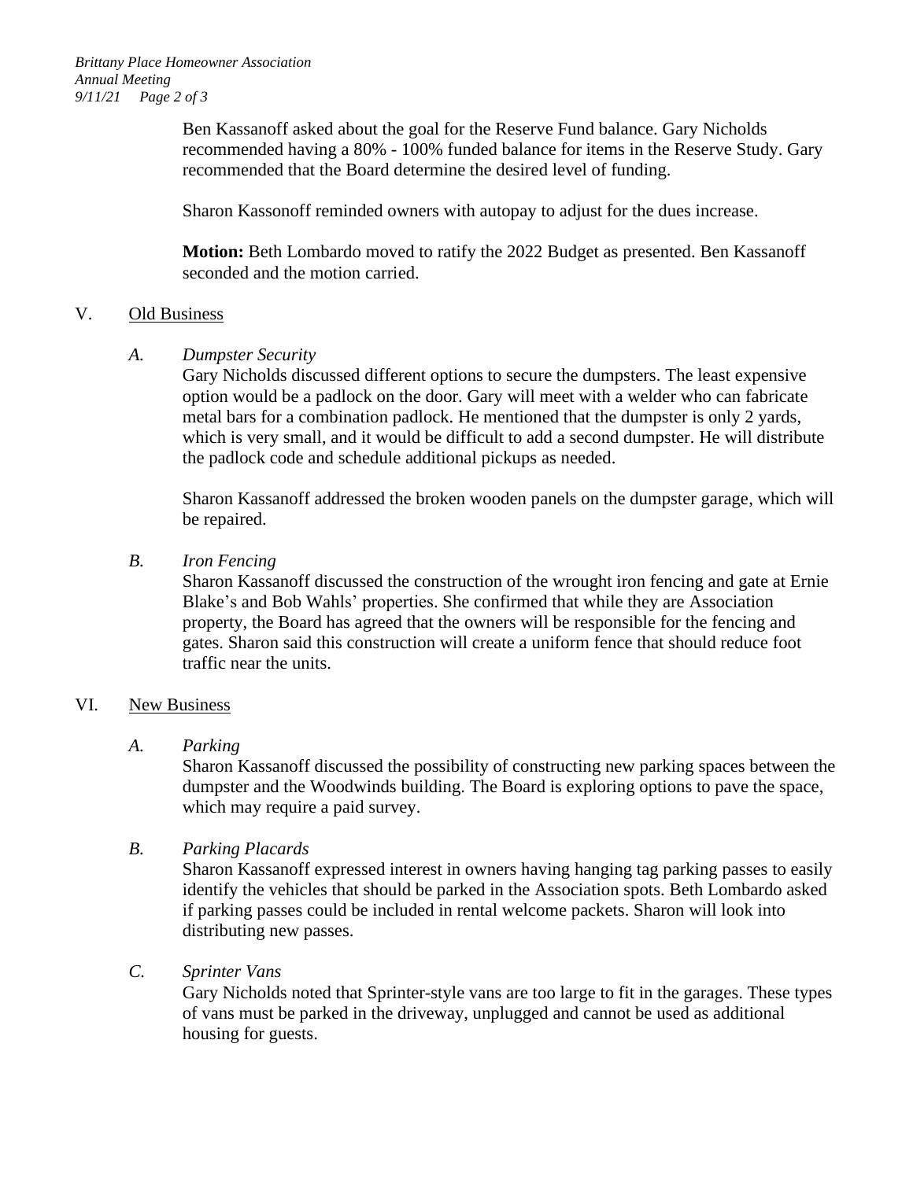Ben Kassanoff asked about the goal for the Reserve Fund balance. Gary Nicholds recommended having a 80% - 100% funded balance for items in the Reserve Study. Gary recommended that the Board determine the desired level of funding.

Sharon Kassonoff reminded owners with autopay to adjust for the dues increase.

**Motion:** Beth Lombardo moved to ratify the 2022 Budget as presented. Ben Kassanoff seconded and the motion carried.

## V. Old Business

### *A. Dumpster Security*

Gary Nicholds discussed different options to secure the dumpsters. The least expensive option would be a padlock on the door. Gary will meet with a welder who can fabricate metal bars for a combination padlock. He mentioned that the dumpster is only 2 yards, which is very small, and it would be difficult to add a second dumpster. He will distribute the padlock code and schedule additional pickups as needed.

Sharon Kassanoff addressed the broken wooden panels on the dumpster garage, which will be repaired.

### *B. Iron Fencing*

Sharon Kassanoff discussed the construction of the wrought iron fencing and gate at Ernie Blake's and Bob Wahls' properties. She confirmed that while they are Association property, the Board has agreed that the owners will be responsible for the fencing and gates. Sharon said this construction will create a uniform fence that should reduce foot traffic near the units.

## VI. New Business

### *A. Parking*

Sharon Kassanoff discussed the possibility of constructing new parking spaces between the dumpster and the Woodwinds building. The Board is exploring options to pave the space, which may require a paid survey.

### *B. Parking Placards*

Sharon Kassanoff expressed interest in owners having hanging tag parking passes to easily identify the vehicles that should be parked in the Association spots. Beth Lombardo asked if parking passes could be included in rental welcome packets. Sharon will look into distributing new passes.

### *C. Sprinter Vans*

Gary Nicholds noted that Sprinter-style vans are too large to fit in the garages. These types of vans must be parked in the driveway, unplugged and cannot be used as additional housing for guests.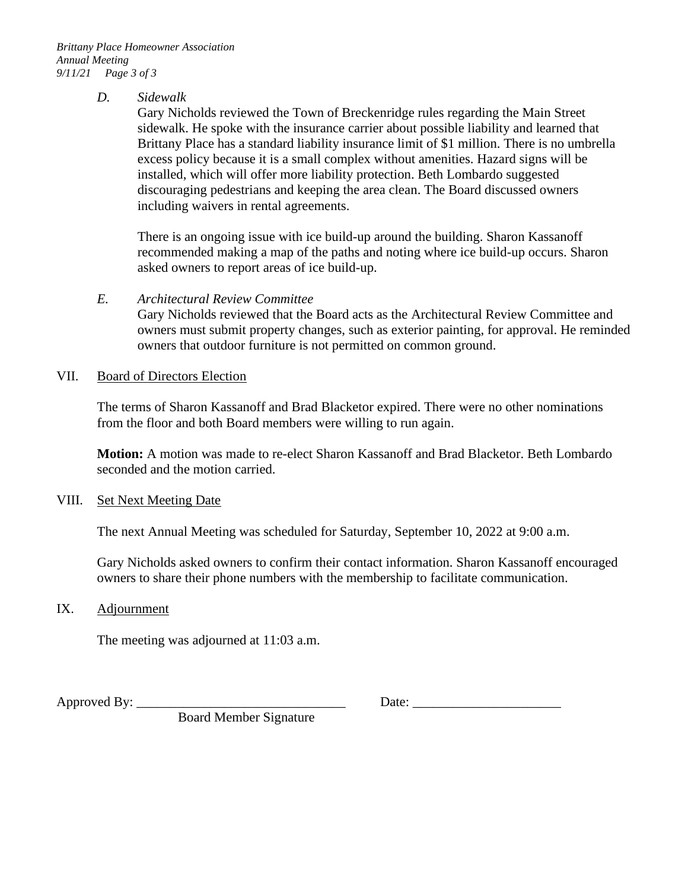*D. Sidewalk*

Gary Nicholds reviewed the Town of Breckenridge rules regarding the Main Street sidewalk. He spoke with the insurance carrier about possible liability and learned that Brittany Place has a standard liability insurance limit of $1 million. There is no umbrella excess policy because it is a small complex without amenities. Hazard signs will be installed, which will offer more liability protection. Beth Lombardo suggested discouraging pedestrians and keeping the area clean. The Board discussed owners including waivers in rental agreements.

There is an ongoing issue with ice build-up around the building. Sharon Kassanoff recommended making a map of the paths and noting where ice build-up occurs. Sharon asked owners to report areas of ice build-up.

*E. Architectural Review Committee*

Gary Nicholds reviewed that the Board acts as the Architectural Review Committee and owners must submit property changes, such as exterior painting, for approval. He reminded owners that outdoor furniture is not permitted on common ground.

## VII. Board of Directors Election

The terms of Sharon Kassanoff and Brad Blacketor expired. There were no other nominations from the floor and both Board members were willing to run again.

**Motion:** A motion was made to re-elect Sharon Kassanoff and Brad Blacketor. Beth Lombardo seconded and the motion carried.

## VIII. Set Next Meeting Date

The next Annual Meeting was scheduled for Saturday, September 10, 2022 at 9:00 a.m.

Gary Nicholds asked owners to confirm their contact information. Sharon Kassanoff encouraged owners to share their phone numbers with the membership to facilitate communication.

## IX. Adjournment

The meeting was adjourned at 11:03 a.m.

Approved By: _______________________________ Date: ______________________

Board Member Signature